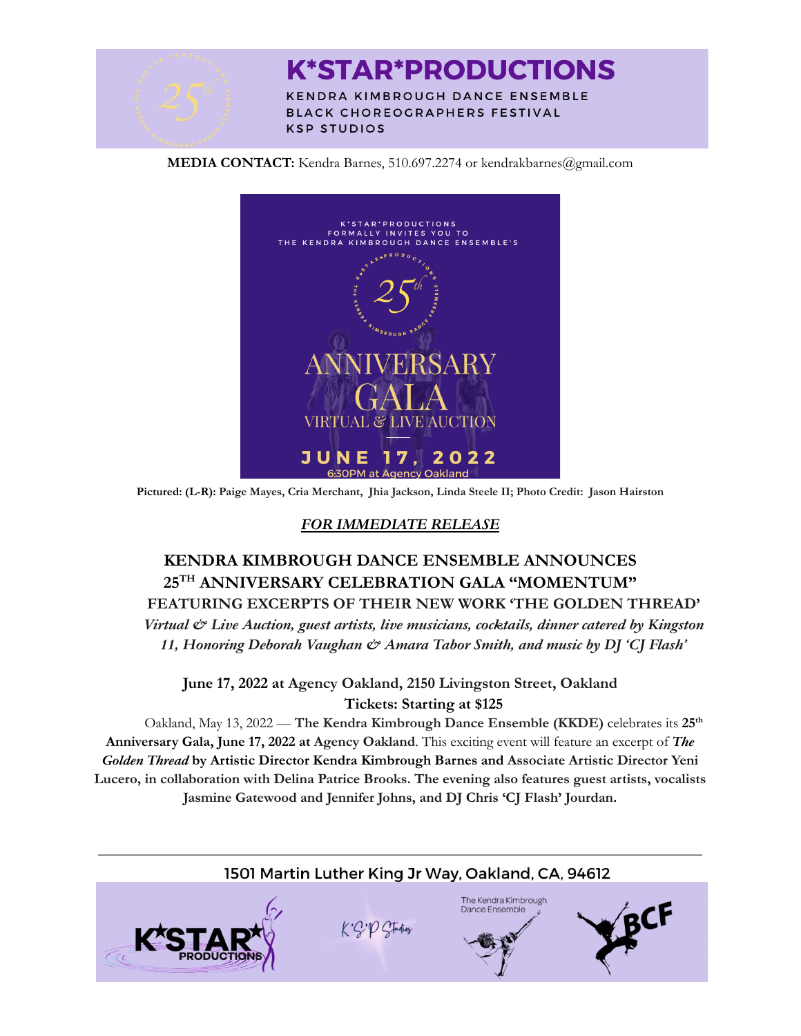# K*STAR*PRODUCTIONS

KENDRA KIMBROUGH DANCE ENSEMBLE
BLACK CHOREOGRAPHERS FESTIVAL
KSP STUDIOS

**MEDIA CONTACT:** Kendra Barnes, 510.697.2274 or kendrakbarnes@gmail.com

K*STAR*PRODUCTIONS FORMALLY INVITES YOU TO THE KENDRA KIMBROUGH DANCE ENSEMBLE'S 25th ANNIVERSARY GALA VIRTUAL & LIVE AUCTION JUNE 17, 2022 6:30PM at Agency Oakland

**Pictured: (L-R): Paige Mayes, Cria Merchant, Jhia Jackson, Linda Steele II; Photo Credit: Jason Hairston**

***FOR IMMEDIATE RELEASE***

## KENDRA KIMBROUGH DANCE ENSEMBLE ANNOUNCES 25TH ANNIVERSARY CELEBRATION GALA "MOMENTUM"

### FEATURING EXCERPTS OF THEIR NEW WORK 'THE GOLDEN THREAD'

***Virtual & Live Auction, guest artists, live musicians, cocktails, dinner catered by Kingston 11, Honoring Deborah Vaughan & Amara Tabor Smith, and music by DJ 'CJ Flash'***

**June 17, 2022 at Agency Oakland, 2150 Livingston Street, Oakland**
**Tickets: Starting at $125**

Oakland, May 13, 2022 — **The Kendra Kimbrough Dance Ensemble (KKDE)** celebrates its **25th Anniversary Gala, June 17, 2022 at Agency Oakland**. This exciting event will feature an excerpt of ***The Golden Thread*** **by Artistic Director Kendra Kimbrough Barnes and Associate Artistic Director Yeni Lucero, in collaboration with Delina Patrice Brooks. The evening also features guest artists, vocalists Jasmine Gatewood and Jennifer Johns, and DJ Chris 'CJ Flash' Jourdan.**

1501 Martin Luther King Jr Way, Oakland, CA, 94612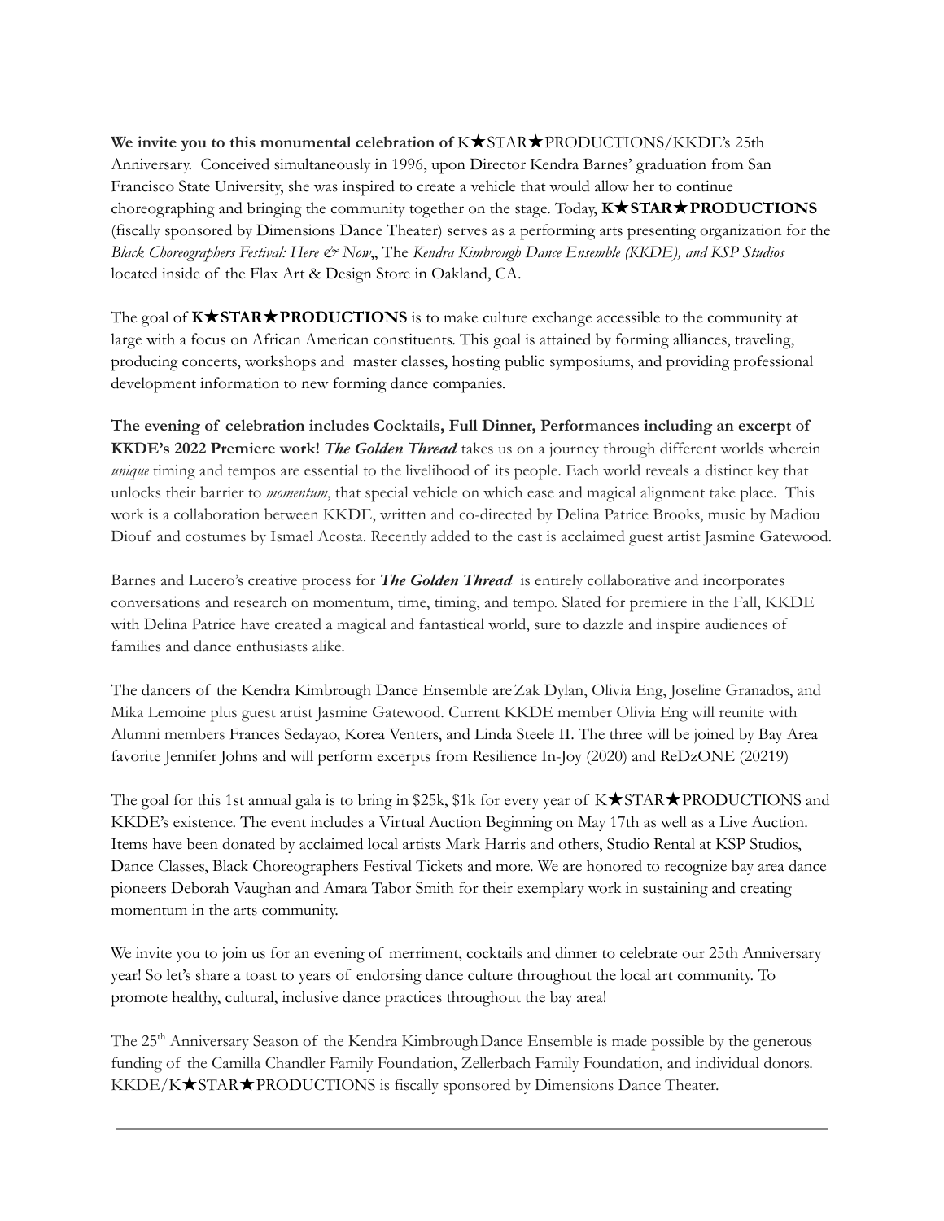**We invite you to this monumental celebration of** K★STAR★PRODUCTIONS/KKDE's 25th Anniversary. Conceived simultaneously in 1996, upon Director Kendra Barnes' graduation from San Francisco State University, she was inspired to create a vehicle that would allow her to continue choreographing and bringing the community together on the stage. Today, **K★STAR★PRODUCTIONS** (fiscally sponsored by Dimensions Dance Theater) serves as a performing arts presenting organization for the *Black Choreographers Festival: Here & Now*,, The *Kendra Kimbrough Dance Ensemble (KKDE), and KSP Studios* located inside of the Flax Art & Design Store in Oakland, CA.

The goal of **K★STAR★PRODUCTIONS** is to make culture exchange accessible to the community at large with a focus on African American constituents. This goal is attained by forming alliances, traveling, producing concerts, workshops and master classes, hosting public symposiums, and providing professional development information to new forming dance companies.

**The evening of celebration includes Cocktails, Full Dinner, Performances including an excerpt of KKDE's 2022 Premiere work!** ***The Golden Thread*** takes us on a journey through different worlds wherein *unique* timing and tempos are essential to the livelihood of its people. Each world reveals a distinct key that unlocks their barrier to *momentum*, that special vehicle on which ease and magical alignment take place. This work is a collaboration between KKDE, written and co-directed by Delina Patrice Brooks, music by Madiou Diouf and costumes by Ismael Acosta. Recently added to the cast is acclaimed guest artist Jasmine Gatewood.

Barnes and Lucero's creative process for ***The Golden Thread*** is entirely collaborative and incorporates conversations and research on momentum, time, timing, and tempo. Slated for premiere in the Fall, KKDE with Delina Patrice have created a magical and fantastical world, sure to dazzle and inspire audiences of families and dance enthusiasts alike.

The dancers of the Kendra Kimbrough Dance Ensemble areZak Dylan, Olivia Eng, Joseline Granados, and Mika Lemoine plus guest artist Jasmine Gatewood. Current KKDE member Olivia Eng will reunite with Alumni members Frances Sedayao, Korea Venters, and Linda Steele II. The three will be joined by Bay Area favorite Jennifer Johns and will perform excerpts from Resilience In-Joy (2020) and ReDzONE (20219)

The goal for this 1st annual gala is to bring in $25k, $1k for every year of K★STAR★PRODUCTIONS and KKDE's existence. The event includes a Virtual Auction Beginning on May 17th as well as a Live Auction. Items have been donated by acclaimed local artists Mark Harris and others, Studio Rental at KSP Studios, Dance Classes, Black Choreographers Festival Tickets and more. We are honored to recognize bay area dance pioneers Deborah Vaughan and Amara Tabor Smith for their exemplary work in sustaining and creating momentum in the arts community.

We invite you to join us for an evening of merriment, cocktails and dinner to celebrate our 25th Anniversary year! So let's share a toast to years of endorsing dance culture throughout the local art community. To promote healthy, cultural, inclusive dance practices throughout the bay area!

The 25th Anniversary Season of the Kendra KimbroughDance Ensemble is made possible by the generous funding of the Camilla Chandler Family Foundation, Zellerbach Family Foundation, and individual donors. KKDE/K★STAR★PRODUCTIONS is fiscally sponsored by Dimensions Dance Theater.

---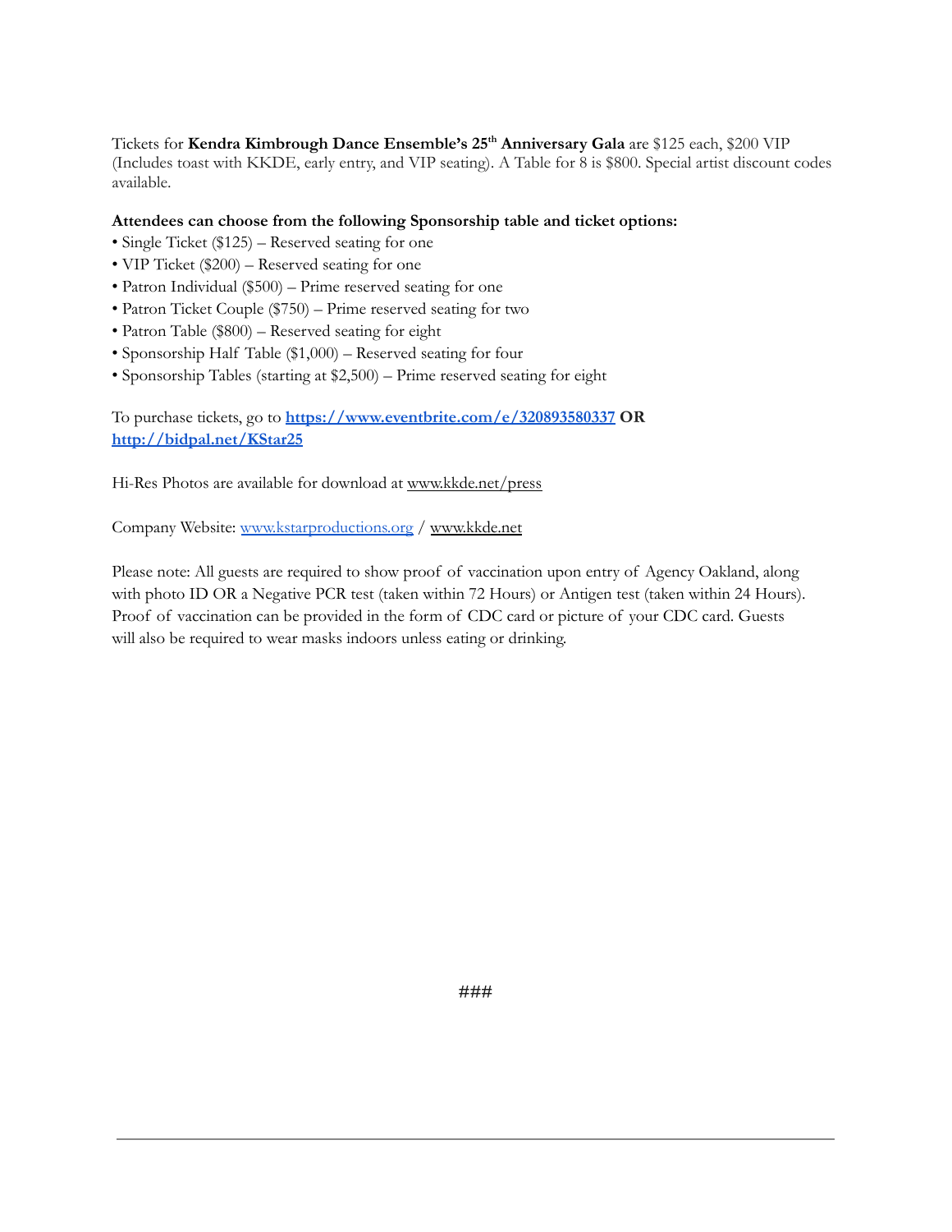Tickets for **Kendra Kimbrough Dance Ensemble's 25th Anniversary Gala** are $125 each, $200 VIP (Includes toast with KKDE, early entry, and VIP seating). A Table for 8 is $800. Special artist discount codes available.

**Attendees can choose from the following Sponsorship table and ticket options:**

- Single Ticket ($125) – Reserved seating for one
- VIP Ticket ($200) – Reserved seating for one
- Patron Individual ($500) – Prime reserved seating for one
- Patron Ticket Couple ($750) – Prime reserved seating for two
- Patron Table ($800) – Reserved seating for eight
- Sponsorship Half Table ($1,000) – Reserved seating for four
- Sponsorship Tables (starting at $2,500) – Prime reserved seating for eight

To purchase tickets, go to **https://www.eventbrite.com/e/320893580337 OR http://bidpal.net/KStar25**

Hi-Res Photos are available for download at www.kkde.net/press

Company Website: www.kstarproductions.org / www.kkde.net

Please note: All guests are required to show proof of vaccination upon entry of Agency Oakland, along with photo ID OR a Negative PCR test (taken within 72 Hours) or Antigen test (taken within 24 Hours). Proof of vaccination can be provided in the form of CDC card or picture of your CDC card. Guests will also be required to wear masks indoors unless eating or drinking.

###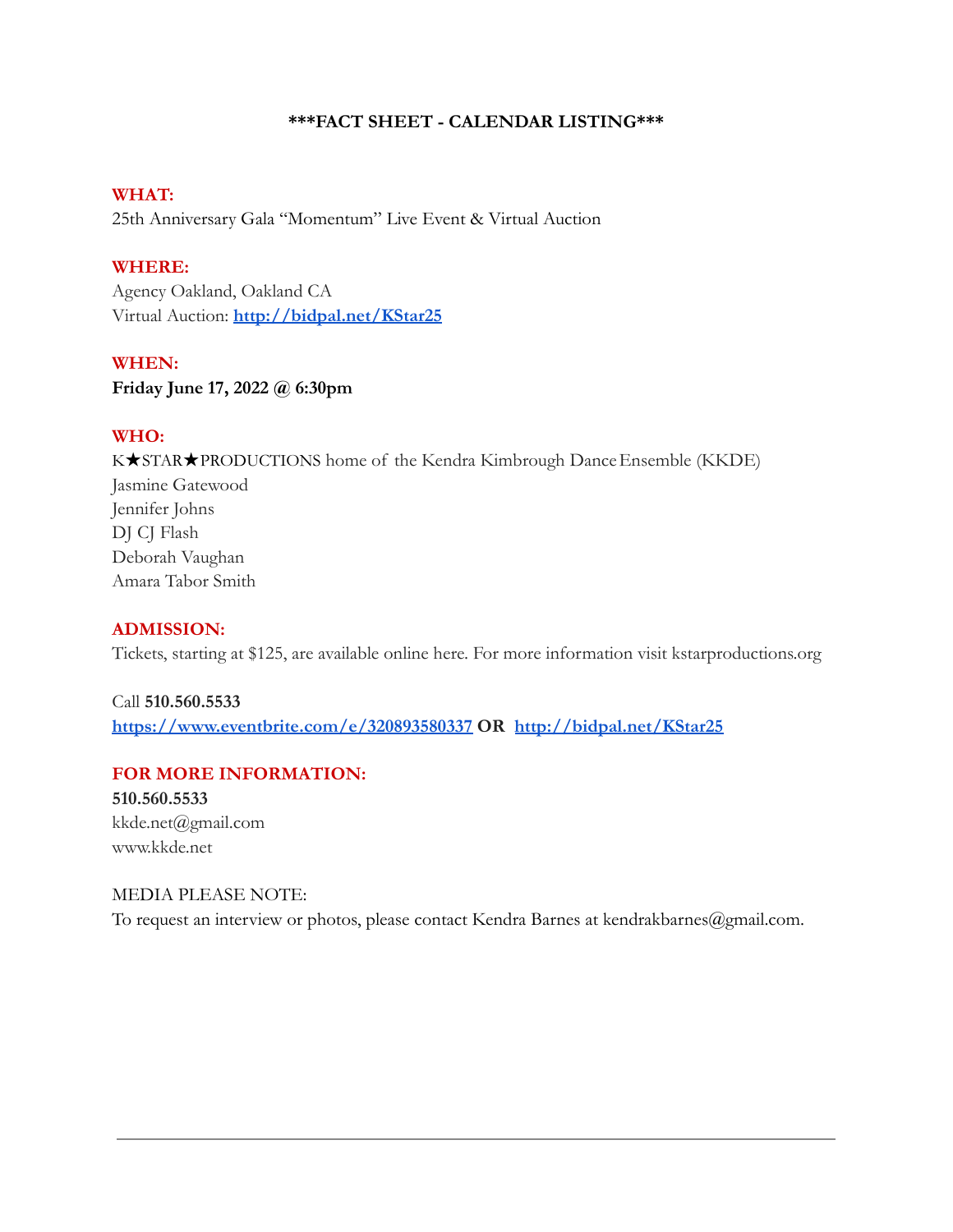**\*\*\*FACT SHEET - CALENDAR LISTING\*\*\***

**WHAT:**
25th Anniversary Gala "Momentum" Live Event & Virtual Auction

**WHERE:**
Agency Oakland, Oakland CA
Virtual Auction: **http://bidpal.net/KStar25**

**WHEN:**
**Friday June 17, 2022 @ 6:30pm**

**WHO:**
K★STAR★PRODUCTIONS home of the Kendra Kimbrough Dance Ensemble (KKDE)
Jasmine Gatewood
Jennifer Johns
DJ CJ Flash
Deborah Vaughan
Amara Tabor Smith

**ADMISSION:**
Tickets, starting at $125, are available online here. For more information visit kstarproductions.org

Call **510.560.5533**
**https://www.eventbrite.com/e/320893580337 OR http://bidpal.net/KStar25**

**FOR MORE INFORMATION:**
**510.560.5533**
kkde.net@gmail.com
www.kkde.net

MEDIA PLEASE NOTE:
To request an interview or photos, please contact Kendra Barnes at kendrakbarnes@gmail.com.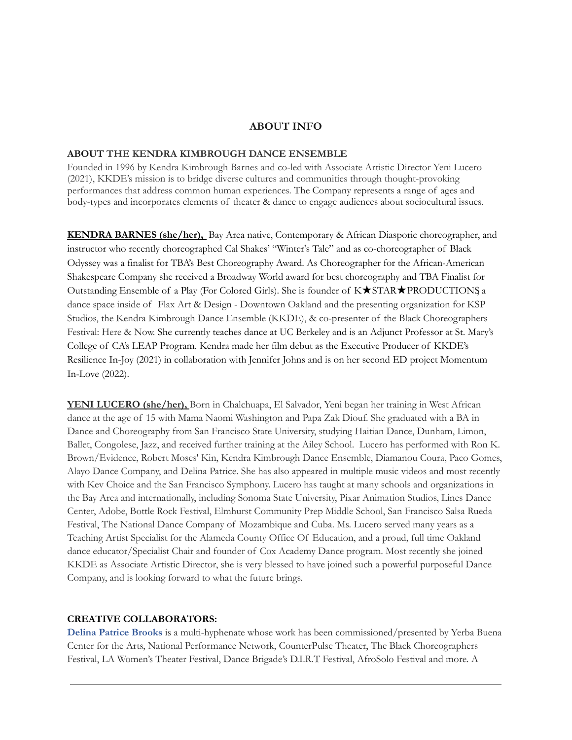## ABOUT INFO

### ABOUT THE KENDRA KIMBROUGH DANCE ENSEMBLE

Founded in 1996 by Kendra Kimbrough Barnes and co-led with Associate Artistic Director Yeni Lucero (2021), KKDE's mission is to bridge diverse cultures and communities through thought-provoking performances that address common human experiences. The Company represents a range of ages and body-types and incorporates elements of theater & dance to engage audiences about sociocultural issues.

**KENDRA BARNES (she/her),** Bay Area native, Contemporary & African Diasporic choreographer, and instructor who recently choreographed Cal Shakes' "Winter's Tale" and as co-choreographer of Black Odyssey was a finalist for TBA's Best Choreography Award. As Choreographer for the African-American Shakespeare Company she received a Broadway World award for best choreography and TBA Finalist for Outstanding Ensemble of a Play (For Colored Girls). She is founder of K★STAR★PRODUCTIONS, a dance space inside of Flax Art & Design - Downtown Oakland and the presenting organization for KSP Studios, the Kendra Kimbrough Dance Ensemble (KKDE), & co-presenter of the Black Choreographers Festival: Here & Now. She currently teaches dance at UC Berkeley and is an Adjunct Professor at St. Mary's College of CA's LEAP Program. Kendra made her film debut as the Executive Producer of KKDE's Resilience In-Joy (2021) in collaboration with Jennifer Johns and is on her second ED project Momentum In-Love (2022).

**YENI LUCERO (she/her),** Born in Chalchuapa, El Salvador, Yeni began her training in West African dance at the age of 15 with Mama Naomi Washington and Papa Zak Diouf. She graduated with a BA in Dance and Choreography from San Francisco State University, studying Haitian Dance, Dunham, Limon, Ballet, Congolese, Jazz, and received further training at the Ailey School. Lucero has performed with Ron K. Brown/Evidence, Robert Moses' Kin, Kendra Kimbrough Dance Ensemble, Diamanou Coura, Paco Gomes, Alayo Dance Company, and Delina Patrice. She has also appeared in multiple music videos and most recently with Kev Choice and the San Francisco Symphony. Lucero has taught at many schools and organizations in the Bay Area and internationally, including Sonoma State University, Pixar Animation Studios, Lines Dance Center, Adobe, Bottle Rock Festival, Elmhurst Community Prep Middle School, San Francisco Salsa Rueda Festival, The National Dance Company of Mozambique and Cuba. Ms. Lucero served many years as a Teaching Artist Specialist for the Alameda County Office Of Education, and a proud, full time Oakland dance educator/Specialist Chair and founder of Cox Academy Dance program. Most recently she joined KKDE as Associate Artistic Director, she is very blessed to have joined such a powerful purposeful Dance Company, and is looking forward to what the future brings.

### CREATIVE COLLABORATORS:

**Delina Patrice Brooks** is a multi-hyphenate whose work has been commissioned/presented by Yerba Buena Center for the Arts, National Performance Network, CounterPulse Theater, The Black Choreographers Festival, LA Women's Theater Festival, Dance Brigade's D.I.R.T Festival, AfroSolo Festival and more. A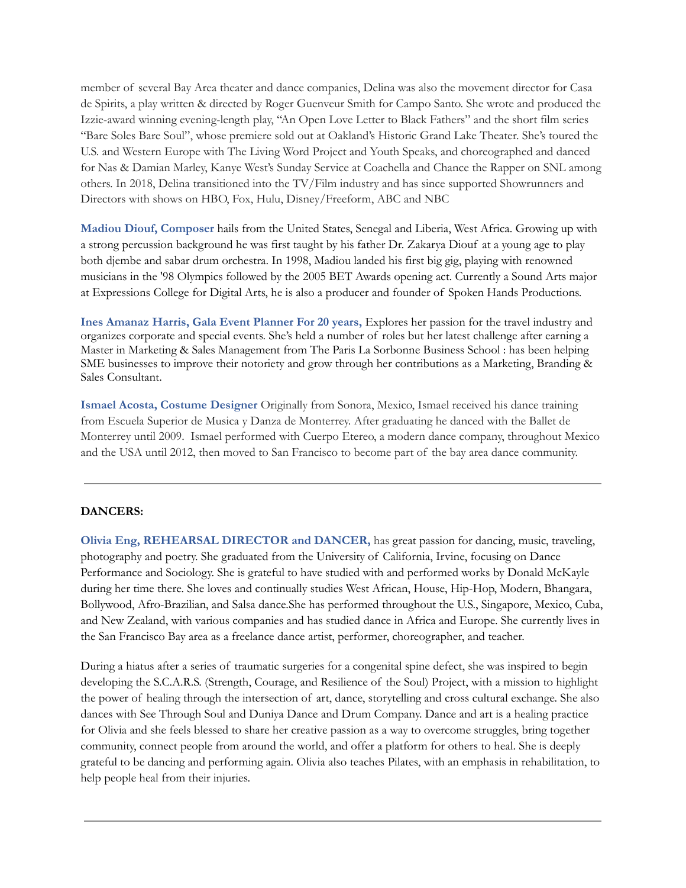member of several Bay Area theater and dance companies, Delina was also the movement director for Casa de Spirits, a play written & directed by Roger Guenveur Smith for Campo Santo. She wrote and produced the Izzie-award winning evening-length play, "An Open Love Letter to Black Fathers" and the short film series "Bare Soles Bare Soul", whose premiere sold out at Oakland's Historic Grand Lake Theater. She's toured the U.S. and Western Europe with The Living Word Project and Youth Speaks, and choreographed and danced for Nas & Damian Marley, Kanye West's Sunday Service at Coachella and Chance the Rapper on SNL among others. In 2018, Delina transitioned into the TV/Film industry and has since supported Showrunners and Directors with shows on HBO, Fox, Hulu, Disney/Freeform, ABC and NBC

**Madiou Diouf, Composer** hails from the United States, Senegal and Liberia, West Africa. Growing up with a strong percussion background he was first taught by his father Dr. Zakarya Diouf at a young age to play both djembe and sabar drum orchestra. In 1998, Madiou landed his first big gig, playing with renowned musicians in the '98 Olympics followed by the 2005 BET Awards opening act. Currently a Sound Arts major at Expressions College for Digital Arts, he is also a producer and founder of Spoken Hands Productions.

**Ines Amanaz Harris, Gala Event Planner For 20 years,** Explores her passion for the travel industry and organizes corporate and special events. She's held a number of roles but her latest challenge after earning a Master in Marketing & Sales Management from The Paris La Sorbonne Business School : has been helping SME businesses to improve their notoriety and grow through her contributions as a Marketing, Branding & Sales Consultant.

**Ismael Acosta, Costume Designer** Originally from Sonora, Mexico, Ismael received his dance training from Escuela Superior de Musica y Danza de Monterrey. After graduating he danced with the Ballet de Monterrey until 2009. Ismael performed with Cuerpo Etereo, a modern dance company, throughout Mexico and the USA until 2012, then moved to San Francisco to become part of the bay area dance community.

---

**DANCERS:**

**Olivia Eng, REHEARSAL DIRECTOR and DANCER,** has great passion for dancing, music, traveling, photography and poetry. She graduated from the University of California, Irvine, focusing on Dance Performance and Sociology. She is grateful to have studied with and performed works by Donald McKayle during her time there. She loves and continually studies West African, House, Hip-Hop, Modern, Bhangara, Bollywood, Afro-Brazilian, and Salsa dance.She has performed throughout the U.S., Singapore, Mexico, Cuba, and New Zealand, with various companies and has studied dance in Africa and Europe. She currently lives in the San Francisco Bay area as a freelance dance artist, performer, choreographer, and teacher.

During a hiatus after a series of traumatic surgeries for a congenital spine defect, she was inspired to begin developing the S.C.A.R.S. (Strength, Courage, and Resilience of the Soul) Project, with a mission to highlight the power of healing through the intersection of art, dance, storytelling and cross cultural exchange. She also dances with See Through Soul and Duniya Dance and Drum Company. Dance and art is a healing practice for Olivia and she feels blessed to share her creative passion as a way to overcome struggles, bring together community, connect people from around the world, and offer a platform for others to heal. She is deeply grateful to be dancing and performing again. Olivia also teaches Pilates, with an emphasis in rehabilitation, to help people heal from their injuries.

---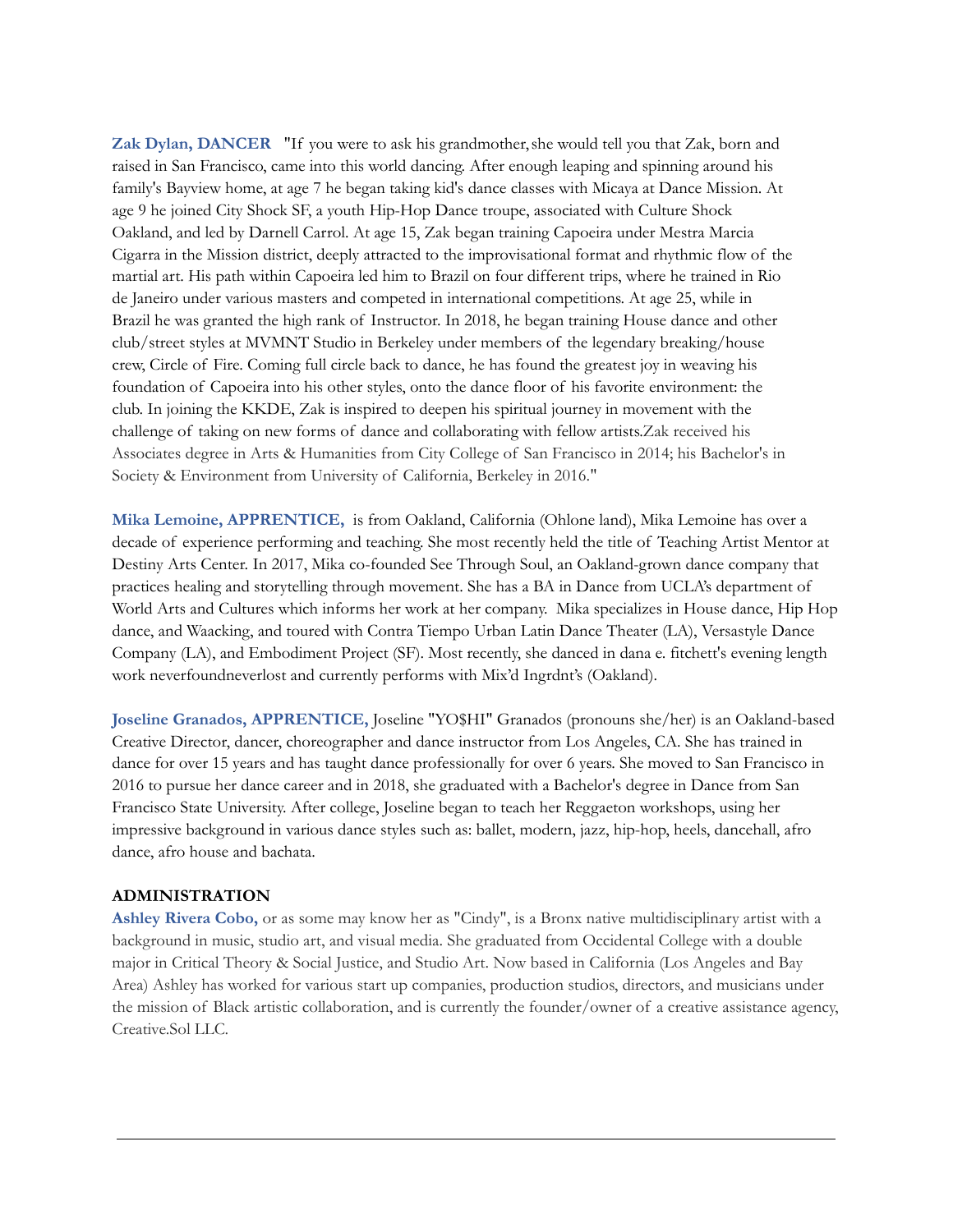**Zak Dylan, DANCER** "If you were to ask his grandmother, she would tell you that Zak, born and raised in San Francisco, came into this world dancing. After enough leaping and spinning around his family's Bayview home, at age 7 he began taking kid's dance classes with Micaya at Dance Mission. At age 9 he joined City Shock SF, a youth Hip-Hop Dance troupe, associated with Culture Shock Oakland, and led by Darnell Carrol. At age 15, Zak began training Capoeira under Mestra Marcia Cigarra in the Mission district, deeply attracted to the improvisational format and rhythmic flow of the martial art. His path within Capoeira led him to Brazil on four different trips, where he trained in Rio de Janeiro under various masters and competed in international competitions. At age 25, while in Brazil he was granted the high rank of Instructor. In 2018, he began training House dance and other club/street styles at MVMNT Studio in Berkeley under members of the legendary breaking/house crew, Circle of Fire. Coming full circle back to dance, he has found the greatest joy in weaving his foundation of Capoeira into his other styles, onto the dance floor of his favorite environment: the club. In joining the KKDE, Zak is inspired to deepen his spiritual journey in movement with the challenge of taking on new forms of dance and collaborating with fellow artists.Zak received his Associates degree in Arts & Humanities from City College of San Francisco in 2014; his Bachelor's in Society & Environment from University of California, Berkeley in 2016."

**Mika Lemoine, APPRENTICE,** is from Oakland, California (Ohlone land), Mika Lemoine has over a decade of experience performing and teaching. She most recently held the title of Teaching Artist Mentor at Destiny Arts Center. In 2017, Mika co-founded See Through Soul, an Oakland-grown dance company that practices healing and storytelling through movement. She has a BA in Dance from UCLA's department of World Arts and Cultures which informs her work at her company. Mika specializes in House dance, Hip Hop dance, and Waacking, and toured with Contra Tiempo Urban Latin Dance Theater (LA), Versastyle Dance Company (LA), and Embodiment Project (SF). Most recently, she danced in dana e. fitchett's evening length work neverfoundneverlost and currently performs with Mix'd Ingrdnt's (Oakland).

**Joseline Granados, APPRENTICE,** Joseline "YO$HI" Granados (pronouns she/her) is an Oakland-based Creative Director, dancer, choreographer and dance instructor from Los Angeles, CA. She has trained in dance for over 15 years and has taught dance professionally for over 6 years. She moved to San Francisco in 2016 to pursue her dance career and in 2018, she graduated with a Bachelor's degree in Dance from San Francisco State University. After college, Joseline began to teach her Reggaeton workshops, using her impressive background in various dance styles such as: ballet, modern, jazz, hip-hop, heels, dancehall, afro dance, afro house and bachata.

**ADMINISTRATION**

**Ashley Rivera Cobo,** or as some may know her as "Cindy", is a Bronx native multidisciplinary artist with a background in music, studio art, and visual media. She graduated from Occidental College with a double major in Critical Theory & Social Justice, and Studio Art. Now based in California (Los Angeles and Bay Area) Ashley has worked for various start up companies, production studios, directors, and musicians under the mission of Black artistic collaboration, and is currently the founder/owner of a creative assistance agency, Creative.Sol LLC.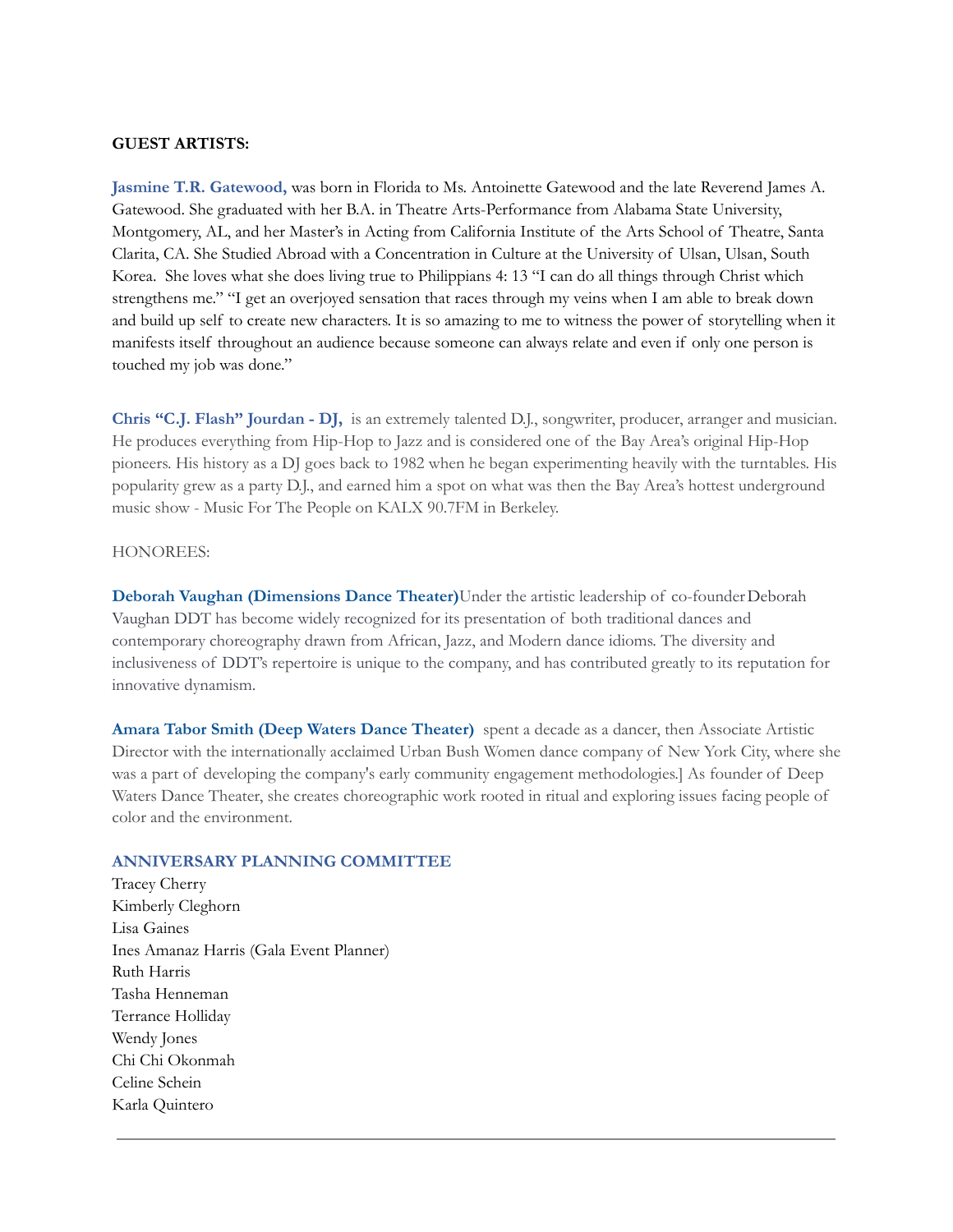**GUEST ARTISTS:**

**Jasmine T.R. Gatewood,** was born in Florida to Ms. Antoinette Gatewood and the late Reverend James A. Gatewood. She graduated with her B.A. in Theatre Arts-Performance from Alabama State University, Montgomery, AL, and her Master's in Acting from California Institute of the Arts School of Theatre, Santa Clarita, CA. She Studied Abroad with a Concentration in Culture at the University of Ulsan, Ulsan, South Korea. She loves what she does living true to Philippians 4: 13 "I can do all things through Christ which strengthens me." "I get an overjoyed sensation that races through my veins when I am able to break down and build up self to create new characters. It is so amazing to me to witness the power of storytelling when it manifests itself throughout an audience because someone can always relate and even if only one person is touched my job was done."

**Chris "C.J. Flash" Jourdan - DJ,** is an extremely talented D.J., songwriter, producer, arranger and musician. He produces everything from Hip-Hop to Jazz and is considered one of the Bay Area's original Hip-Hop pioneers. His history as a DJ goes back to 1982 when he began experimenting heavily with the turntables. His popularity grew as a party D.J., and earned him a spot on what was then the Bay Area's hottest underground music show - Music For The People on KALX 90.7FM in Berkeley.

HONOREES:

**Deborah Vaughan (Dimensions Dance Theater)**Under the artistic leadership of co-founder Deborah Vaughan DDT has become widely recognized for its presentation of both traditional dances and contemporary choreography drawn from African, Jazz, and Modern dance idioms. The diversity and inclusiveness of DDT's repertoire is unique to the company, and has contributed greatly to its reputation for innovative dynamism.

**Amara Tabor Smith (Deep Waters Dance Theater)** spent a decade as a dancer, then Associate Artistic Director with the internationally acclaimed Urban Bush Women dance company of New York City, where she was a part of developing the company's early community engagement methodologies.] As founder of Deep Waters Dance Theater, she creates choreographic work rooted in ritual and exploring issues facing people of color and the environment.

**ANNIVERSARY PLANNING COMMITTEE**

Tracey Cherry
Kimberly Cleghorn
Lisa Gaines
Ines Amanaz Harris (Gala Event Planner)
Ruth Harris
Tasha Henneman
Terrance Holliday
Wendy Jones
Chi Chi Okonmah
Celine Schein
Karla Quintero